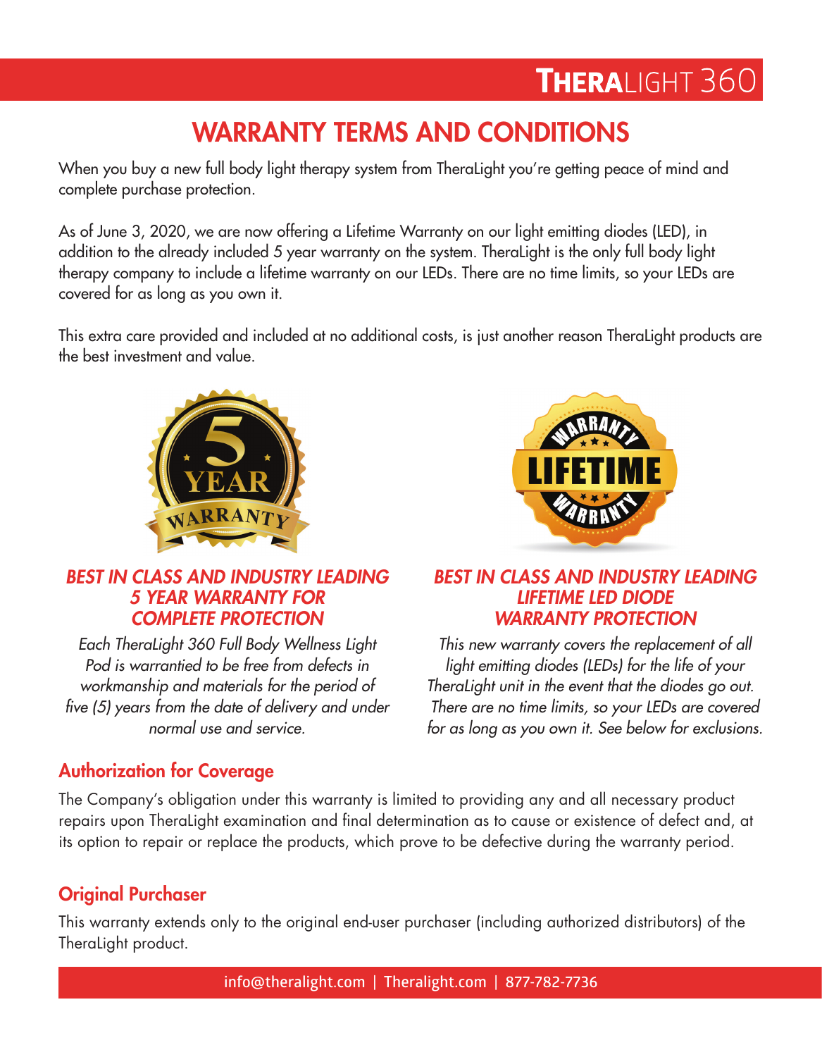# WARRANTY TERMS AND CONDITIONS

When you buy a new full body light therapy system from TheraLight you're getting peace of mind and complete purchase protection.

As of June 3, 2020, we are now offering a Lifetime Warranty on our light emitting diodes (LED), in addition to the already included 5 year warranty on the system. TheraLight is the only full body light therapy company to include a lifetime warranty on our LEDs. There are no time limits, so your LEDs are covered for as long as you own it.

This extra care provided and included at no additional costs, is just another reason TheraLight products are the best investment and value.

### *BEST IN CLASS AND INDUSTRY LEADING 5 YEAR WARRANTY FOR COMPLETE PROTECTION*

*Each TheraLight 360 Full Body Wellness Light Pod is warrantied to be free from defects in workmanship and materials for the period of five (5) years from the date of delivery and under normal use and service.*

### *BEST IN CLASS AND INDUSTRY LEADING LIFETIME LED DIODE WARRANTY PROTECTION*

*This new warranty covers the replacement of all light emitting diodes (LEDs) for the life of your TheraLight unit in the event that the diodes go out. There are no time limits, so your LEDs are covered for as long as you own it. See below for exclusions.*

## Authorization for Coverage

The Company's obligation under this warranty is limited to providing any and all necessary product repairs upon TheraLight examination and final determination as to cause or existence of defect and, at its option to repair or replace the products, which prove to be defective during the warranty period.

## Original Purchaser

This warranty extends only to the original end-user purchaser (including authorized distributors) of the TheraLight product.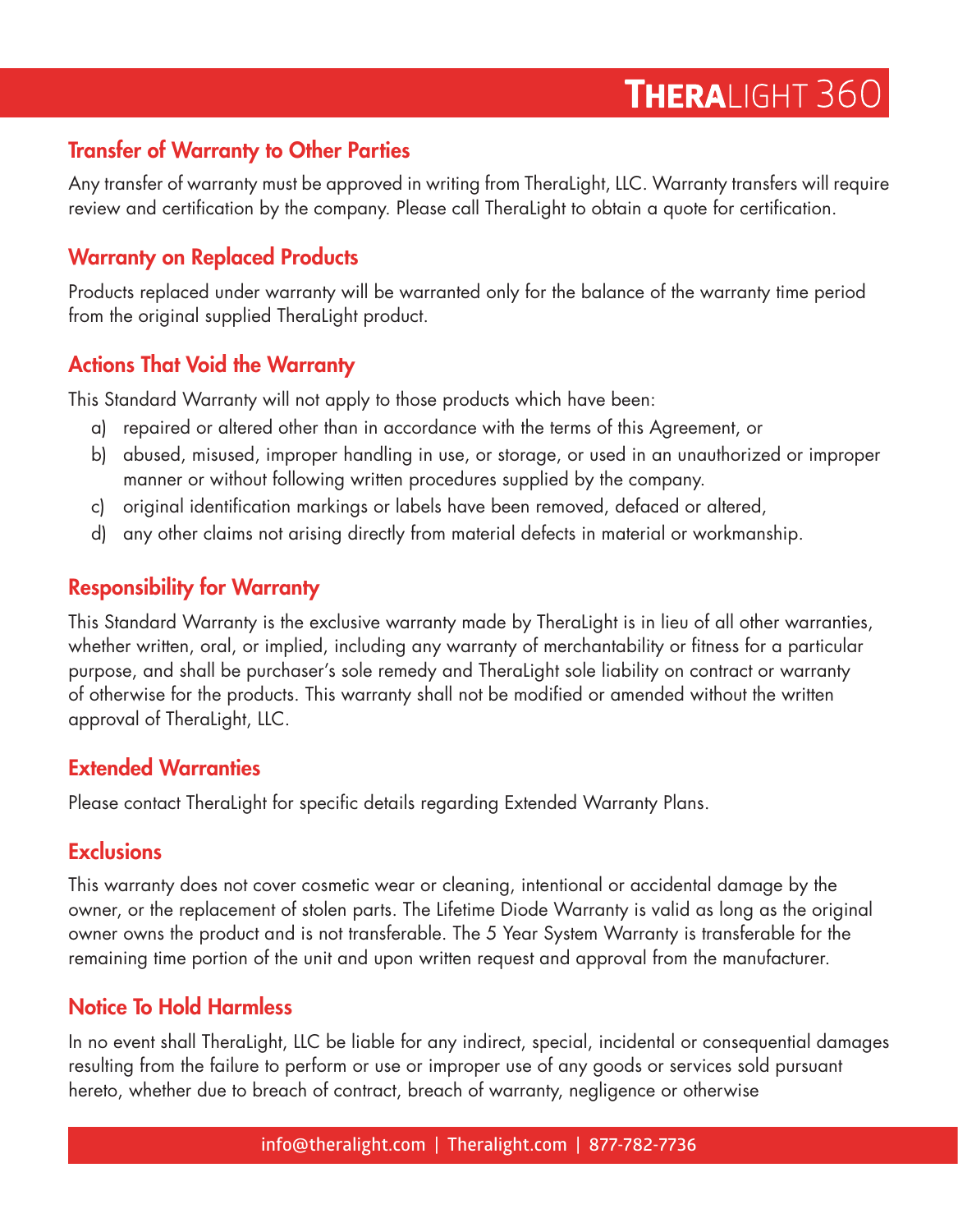## Transfer of Warranty to Other Parties

Any transfer of warranty must be approved in writing from TheraLight, LLC. Warranty transfers will require review and certification by the company. Please call TheraLight to obtain a quote for certification.

## Warranty on Replaced Products

Products replaced under warranty will be warranted only for the balance of the warranty time period from the original supplied TheraLight product.

## Actions That Void the Warranty

This Standard Warranty will not apply to those products which have been:

a) repaired or altered other than in accordance with the terms of this Agreement, or
b) abused, misused, improper handling in use, or storage, or used in an unauthorized or improper manner or without following written procedures supplied by the company.
c) original identification markings or labels have been removed, defaced or altered,
d) any other claims not arising directly from material defects in material or workmanship.

## Responsibility for Warranty

This Standard Warranty is the exclusive warranty made by TheraLight is in lieu of all other warranties, whether written, oral, or implied, including any warranty of merchantability or fitness for a particular purpose, and shall be purchaser's sole remedy and TheraLight sole liability on contract or warranty of otherwise for the products. This warranty shall not be modified or amended without the written approval of TheraLight, LLC.

## Extended Warranties

Please contact TheraLight for specific details regarding Extended Warranty Plans.

## Exclusions

This warranty does not cover cosmetic wear or cleaning, intentional or accidental damage by the owner, or the replacement of stolen parts. The Lifetime Diode Warranty is valid as long as the original owner owns the product and is not transferable. The 5 Year System Warranty is transferable for the remaining time portion of the unit and upon written request and approval from the manufacturer.

## Notice To Hold Harmless

In no event shall TheraLight, LLC be liable for any indirect, special, incidental or consequential damages resulting from the failure to perform or use or improper use of any goods or services sold pursuant hereto, whether due to breach of contract, breach of warranty, negligence or otherwise